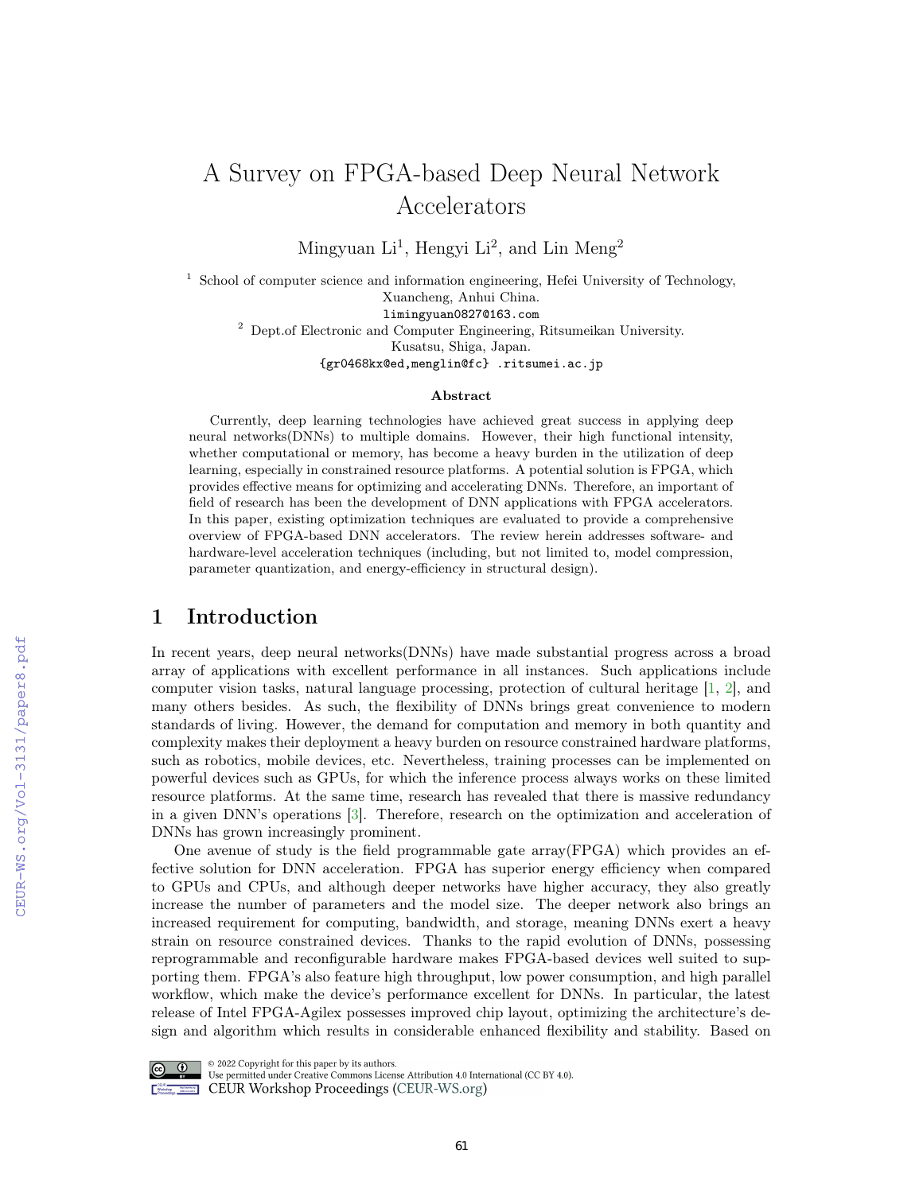# A Survey on FPGA-based Deep Neural Network Accelerators

Mingyuan Li[1], Hengyi Li[2], and Lin Meng[2]

[1] School of computer science and information engineering, Hefei University of Technology, Xuancheng, Anhui China.
limingyuan0827@163.com

[2] Dept.of Electronic and Computer Engineering, Ritsumeikan University. Kusatsu, Shiga, Japan.
{gr0468kx@ed,menglin@fc} .ritsumei.ac.jp

**Abstract**

Currently, deep learning technologies have achieved great success in applying deep neural networks(DNNs) to multiple domains. However, their high functional intensity, whether computational or memory, has become a heavy burden in the utilization of deep learning, especially in constrained resource platforms. A potential solution is FPGA, which provides effective means for optimizing and accelerating DNNs. Therefore, an important of field of research has been the development of DNN applications with FPGA accelerators. In this paper, existing optimization techniques are evaluated to provide a comprehensive overview of FPGA-based DNN accelerators. The review herein addresses software- and hardware-level acceleration techniques (including, but not limited to, model compression, parameter quantization, and energy-efficiency in structural design).

## 1 Introduction

In recent years, deep neural networks(DNNs) have made substantial progress across a broad array of applications with excellent performance in all instances. Such applications include computer vision tasks, natural language processing, protection of cultural heritage [1, 2], and many others besides. As such, the flexibility of DNNs brings great convenience to modern standards of living. However, the demand for computation and memory in both quantity and complexity makes their deployment a heavy burden on resource constrained hardware platforms, such as robotics, mobile devices, etc. Nevertheless, training processes can be implemented on powerful devices such as GPUs, for which the inference process always works on these limited resource platforms. At the same time, research has revealed that there is massive redundancy in a given DNN's operations [3]. Therefore, research on the optimization and acceleration of DNNs has grown increasingly prominent.

One avenue of study is the field programmable gate array(FPGA) which provides an effective solution for DNN acceleration. FPGA has superior energy efficiency when compared to GPUs and CPUs, and although deeper networks have higher accuracy, they also greatly increase the number of parameters and the model size. The deeper network also brings an increased requirement for computing, bandwidth, and storage, meaning DNNs exert a heavy strain on resource constrained devices. Thanks to the rapid evolution of DNNs, possessing reprogrammable and reconfigurable hardware makes FPGA-based devices well suited to supporting them. FPGA's also feature high throughput, low power consumption, and high parallel workflow, which make the device's performance excellent for DNNs. In particular, the latest release of Intel FPGA-Agilex possesses improved chip layout, optimizing the architecture's design and algorithm which results in considerable enhanced flexibility and stability. Based on

© 2022 Copyright for this paper by its authors.
Use permitted under Creative Commons License Attribution 4.0 International (CC BY 4.0).
CEUR Workshop Proceedings (CEUR-WS.org)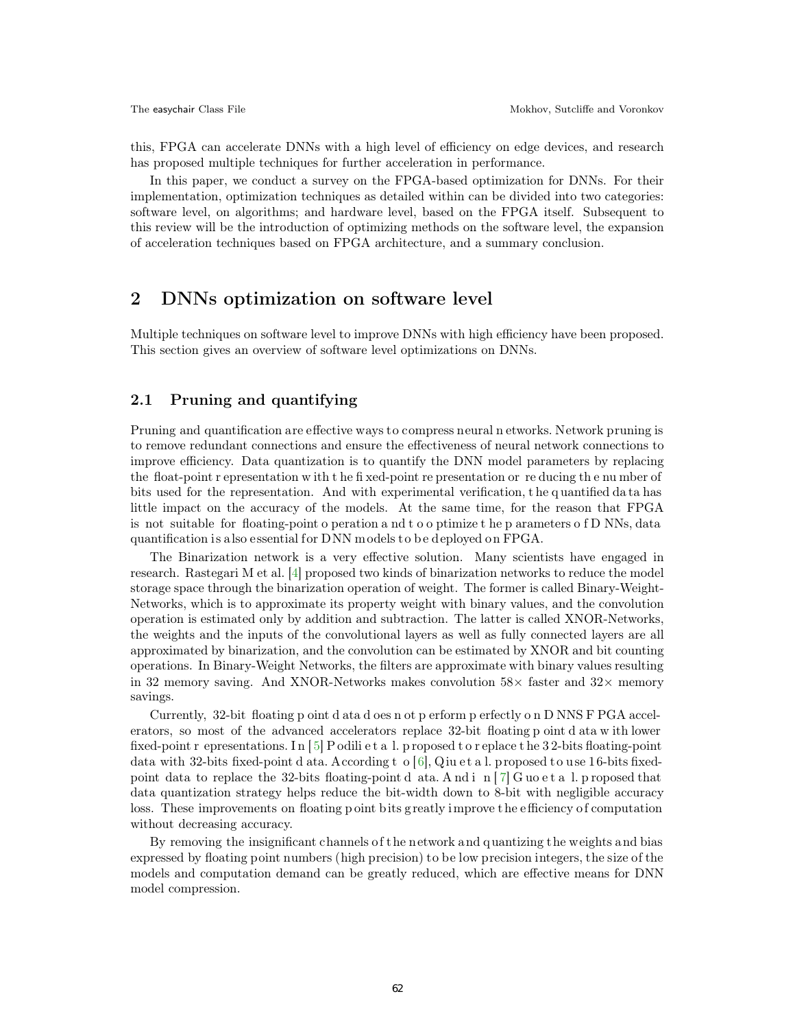this, FPGA can accelerate DNNs with a high level of efficiency on edge devices, and research has proposed multiple techniques for further acceleration in performance.

In this paper, we conduct a survey on the FPGA-based optimization for DNNs. For their implementation, optimization techniques as detailed within can be divided into two categories: software level, on algorithms; and hardware level, based on the FPGA itself. Subsequent to this review will be the introduction of optimizing methods on the software level, the expansion of acceleration techniques based on FPGA architecture, and a summary conclusion.

## 2 DNNs optimization on software level

Multiple techniques on software level to improve DNNs with high efficiency have been proposed. This section gives an overview of software level optimizations on DNNs.

### 2.1 Pruning and quantifying

Pruning and quantification are effective ways to compress neural networks. Network pruning is to remove redundant connections and ensure the effectiveness of neural network connections to improve efficiency. Data quantization is to quantify the DNN model parameters by replacing the float-point representation with the fixed-point representation or reducing the number of bits used for the representation. And with experimental verification, the quantified data has little impact on the accuracy of the models. At the same time, for the reason that FPGA is not suitable for floating-point operation and to optimize the parameters of DNNs, data quantification is also essential for DNN models to be deployed on FPGA.

The Binarization network is a very effective solution. Many scientists have engaged in research. Rastegari M et al. [4] proposed two kinds of binarization networks to reduce the model storage space through the binarization operation of weight. The former is called Binary-Weight-Networks, which is to approximate its property weight with binary values, and the convolution operation is estimated only by addition and subtraction. The latter is called XNOR-Networks, the weights and the inputs of the convolutional layers as well as fully connected layers are all approximated by binarization, and the convolution can be estimated by XNOR and bit counting operations. In Binary-Weight Networks, the filters are approximate with binary values resulting in 32 memory saving. And XNOR-Networks makes convolution $58\times$ faster and $32\times$ memory savings.

Currently, 32-bit floating point data does not perform perfectly on DNNS FPGA accelerators, so most of the advanced accelerators replace 32-bit floating point data with lower fixed-point representations. In [5] Podili et al. proposed to replace the 32-bits floating-point data with 32-bits fixed-point data. According to [6], Qiu et al. proposed to use 16-bits fixed-point data to replace the 32-bits floating-point data. And in [7] Guo et al. proposed that data quantization strategy helps reduce the bit-width down to 8-bit with negligible accuracy loss. These improvements on floating point bits greatly improve the efficiency of computation without decreasing accuracy.

By removing the insignificant channels of the network and quantizing the weights and bias expressed by floating point numbers (high precision) to be low precision integers, the size of the models and computation demand can be greatly reduced, which are effective means for DNN model compression.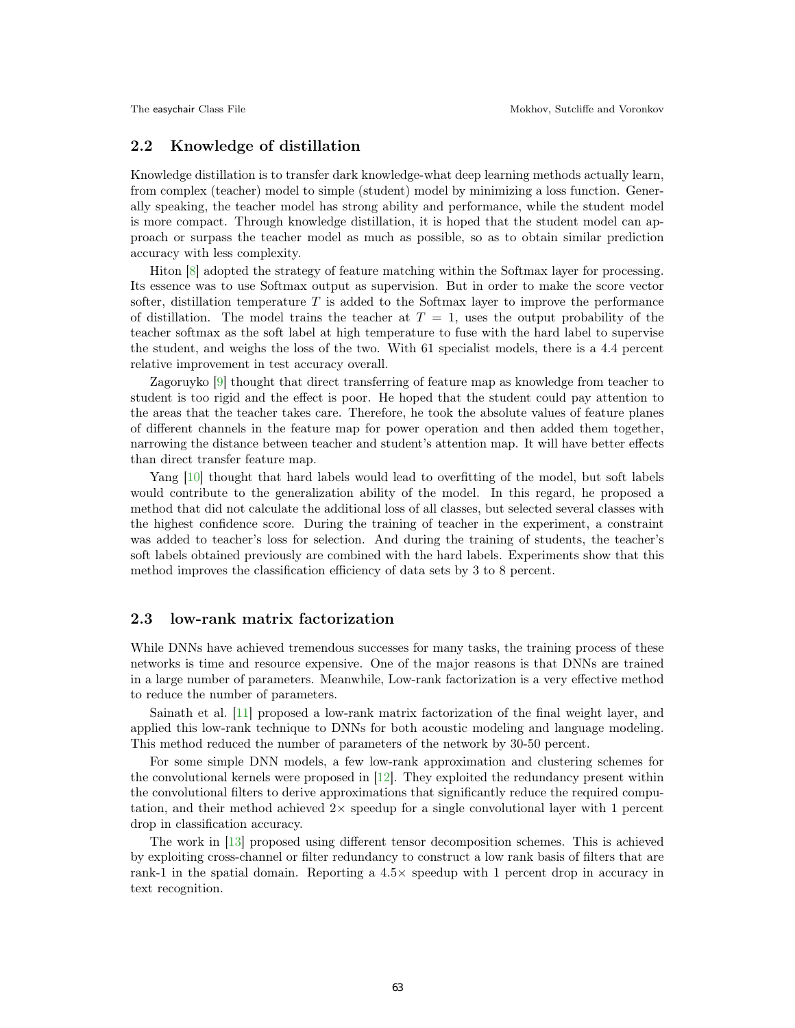## 2.2 Knowledge of distillation

Knowledge distillation is to transfer dark knowledge-what deep learning methods actually learn, from complex (teacher) model to simple (student) model by minimizing a loss function. Generally speaking, the teacher model has strong ability and performance, while the student model is more compact. Through knowledge distillation, it is hoped that the student model can approach or surpass the teacher model as much as possible, so as to obtain similar prediction accuracy with less complexity.

Hiton [8] adopted the strategy of feature matching within the Softmax layer for processing. Its essence was to use Softmax output as supervision. But in order to make the score vector softer, distillation temperature $T$ is added to the Softmax layer to improve the performance of distillation. The model trains the teacher at $T = 1$, uses the output probability of the teacher softmax as the soft label at high temperature to fuse with the hard label to supervise the student, and weighs the loss of the two. With 61 specialist models, there is a 4.4 percent relative improvement in test accuracy overall.

Zagoruyko [9] thought that direct transferring of feature map as knowledge from teacher to student is too rigid and the effect is poor. He hoped that the student could pay attention to the areas that the teacher takes care. Therefore, he took the absolute values of feature planes of different channels in the feature map for power operation and then added them together, narrowing the distance between teacher and student's attention map. It will have better effects than direct transfer feature map.

Yang [10] thought that hard labels would lead to overfitting of the model, but soft labels would contribute to the generalization ability of the model. In this regard, he proposed a method that did not calculate the additional loss of all classes, but selected several classes with the highest confidence score. During the training of teacher in the experiment, a constraint was added to teacher's loss for selection. And during the training of students, the teacher's soft labels obtained previously are combined with the hard labels. Experiments show that this method improves the classification efficiency of data sets by 3 to 8 percent.

## 2.3 low-rank matrix factorization

While DNNs have achieved tremendous successes for many tasks, the training process of these networks is time and resource expensive. One of the major reasons is that DNNs are trained in a large number of parameters. Meanwhile, Low-rank factorization is a very effective method to reduce the number of parameters.

Sainath et al. [11] proposed a low-rank matrix factorization of the final weight layer, and applied this low-rank technique to DNNs for both acoustic modeling and language modeling. This method reduced the number of parameters of the network by 30-50 percent.

For some simple DNN models, a few low-rank approximation and clustering schemes for the convolutional kernels were proposed in [12]. They exploited the redundancy present within the convolutional filters to derive approximations that significantly reduce the required computation, and their method achieved $2\times$ speedup for a single convolutional layer with 1 percent drop in classification accuracy.

The work in [13] proposed using different tensor decomposition schemes. This is achieved by exploiting cross-channel or filter redundancy to construct a low rank basis of filters that are rank-1 in the spatial domain. Reporting a $4.5\times$ speedup with 1 percent drop in accuracy in text recognition.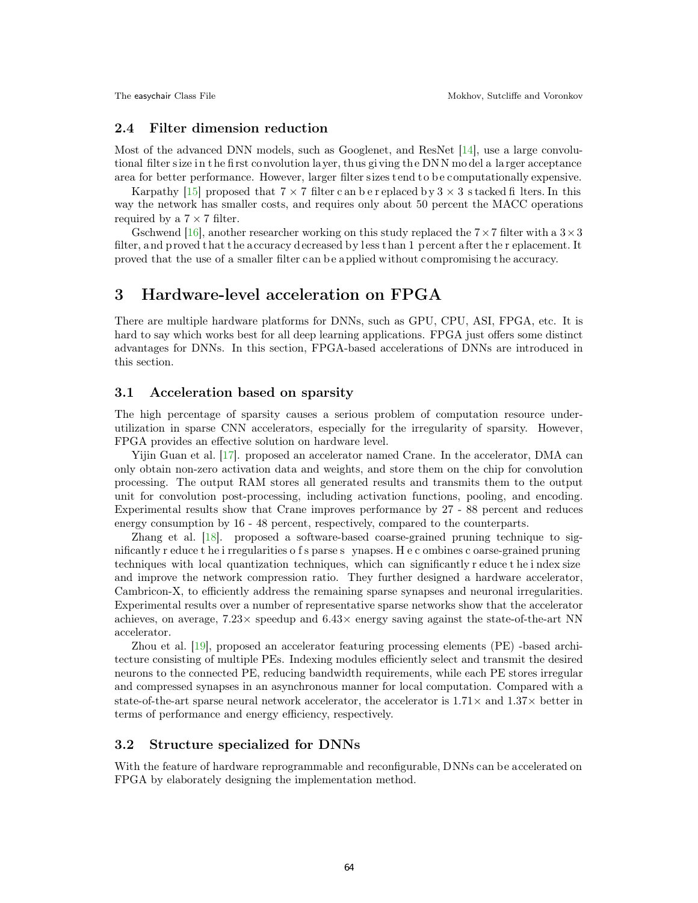### 2.4 Filter dimension reduction

Most of the advanced DNN models, such as Googlenet, and ResNet [14], use a large convolutional filter size in the first convolution layer, thus giving the DNN model a larger acceptance area for better performance. However, larger filter sizes tend to be computationally expensive.

Karpathy [15] proposed that $7 \times 7$ filter can be replaced by $3 \times 3$ stacked filters. In this way the network has smaller costs, and requires only about 50 percent the MACC operations required by a $7 \times 7$ filter.

Gschwend [16], another researcher working on this study replaced the $7 \times 7$ filter with a $3 \times 3$ filter, and proved that the accuracy decreased by less than 1 percent after the replacement. It proved that the use of a smaller filter can be applied without compromising the accuracy.

## 3 Hardware-level acceleration on FPGA

There are multiple hardware platforms for DNNs, such as GPU, CPU, ASI, FPGA, etc. It is hard to say which works best for all deep learning applications. FPGA just offers some distinct advantages for DNNs. In this section, FPGA-based accelerations of DNNs are introduced in this section.

### 3.1 Acceleration based on sparsity

The high percentage of sparsity causes a serious problem of computation resource underutilization in sparse CNN accelerators, especially for the irregularity of sparsity. However, FPGA provides an effective solution on hardware level.

Yijin Guan et al. [17]. proposed an accelerator named Crane. In the accelerator, DMA can only obtain non-zero activation data and weights, and store them on the chip for convolution processing. The output RAM stores all generated results and transmits them to the output unit for convolution post-processing, including activation functions, pooling, and encoding. Experimental results show that Crane improves performance by 27 - 88 percent and reduces energy consumption by 16 - 48 percent, respectively, compared to the counterparts.

Zhang et al. [18]. proposed a software-based coarse-grained pruning technique to significantly reduce the irregularities of sparse synapses. He combines coarse-grained pruning techniques with local quantization techniques, which can significantly reduce the index size and improve the network compression ratio. They further designed a hardware accelerator, Cambricon-X, to efficiently address the remaining sparse synapses and neuronal irregularities. Experimental results over a number of representative sparse networks show that the accelerator achieves, on average, 7.23× speedup and 6.43× energy saving against the state-of-the-art NN accelerator.

Zhou et al. [19], proposed an accelerator featuring processing elements (PE) -based architecture consisting of multiple PEs. Indexing modules efficiently select and transmit the desired neurons to the connected PE, reducing bandwidth requirements, while each PE stores irregular and compressed synapses in an asynchronous manner for local computation. Compared with a state-of-the-art sparse neural network accelerator, the accelerator is 1.71× and 1.37× better in terms of performance and energy efficiency, respectively.

### 3.2 Structure specialized for DNNs

With the feature of hardware reprogrammable and reconfigurable, DNNs can be accelerated on FPGA by elaborately designing the implementation method.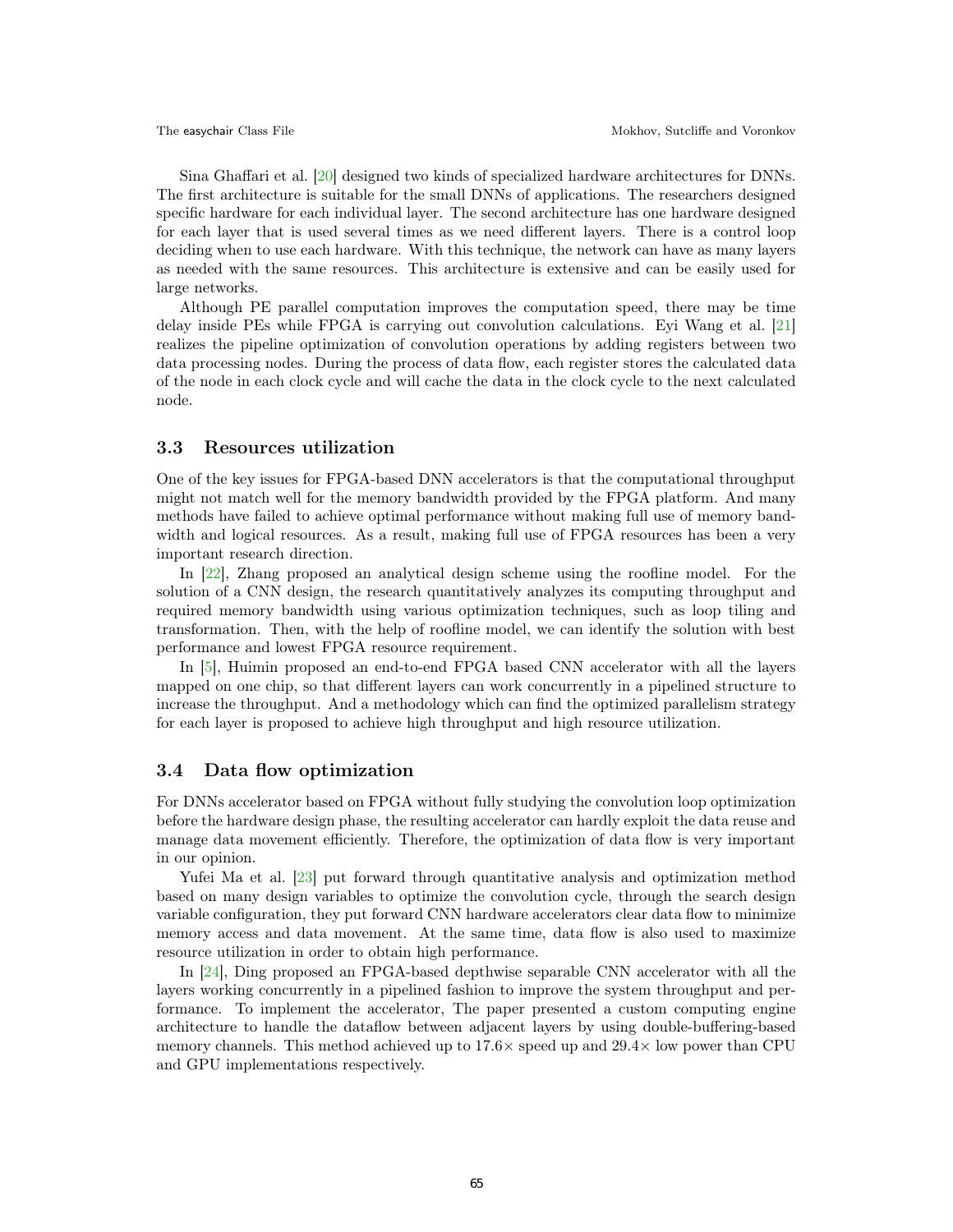Sina Ghaffari et al. [20] designed two kinds of specialized hardware architectures for DNNs. The first architecture is suitable for the small DNNs of applications. The researchers designed specific hardware for each individual layer. The second architecture has one hardware designed for each layer that is used several times as we need different layers. There is a control loop deciding when to use each hardware. With this technique, the network can have as many layers as needed with the same resources. This architecture is extensive and can be easily used for large networks.

Although PE parallel computation improves the computation speed, there may be time delay inside PEs while FPGA is carrying out convolution calculations. Eyi Wang et al. [21] realizes the pipeline optimization of convolution operations by adding registers between two data processing nodes. During the process of data flow, each register stores the calculated data of the node in each clock cycle and will cache the data in the clock cycle to the next calculated node.

## 3.3 Resources utilization

One of the key issues for FPGA-based DNN accelerators is that the computational throughput might not match well for the memory bandwidth provided by the FPGA platform. And many methods have failed to achieve optimal performance without making full use of memory bandwidth and logical resources. As a result, making full use of FPGA resources has been a very important research direction.

In [22], Zhang proposed an analytical design scheme using the roofline model. For the solution of a CNN design, the research quantitatively analyzes its computing throughput and required memory bandwidth using various optimization techniques, such as loop tiling and transformation. Then, with the help of roofline model, we can identify the solution with best performance and lowest FPGA resource requirement.

In [5], Huimin proposed an end-to-end FPGA based CNN accelerator with all the layers mapped on one chip, so that different layers can work concurrently in a pipelined structure to increase the throughput. And a methodology which can find the optimized parallelism strategy for each layer is proposed to achieve high throughput and high resource utilization.

## 3.4 Data flow optimization

For DNNs accelerator based on FPGA without fully studying the convolution loop optimization before the hardware design phase, the resulting accelerator can hardly exploit the data reuse and manage data movement efficiently. Therefore, the optimization of data flow is very important in our opinion.

Yufei Ma et al. [23] put forward through quantitative analysis and optimization method based on many design variables to optimize the convolution cycle, through the search design variable configuration, they put forward CNN hardware accelerators clear data flow to minimize memory access and data movement. At the same time, data flow is also used to maximize resource utilization in order to obtain high performance.

In [24], Ding proposed an FPGA-based depthwise separable CNN accelerator with all the layers working concurrently in a pipelined fashion to improve the system throughput and performance. To implement the accelerator, The paper presented a custom computing engine architecture to handle the dataflow between adjacent layers by using double-buffering-based memory channels. This method achieved up to 17.6× speed up and 29.4× low power than CPU and GPU implementations respectively.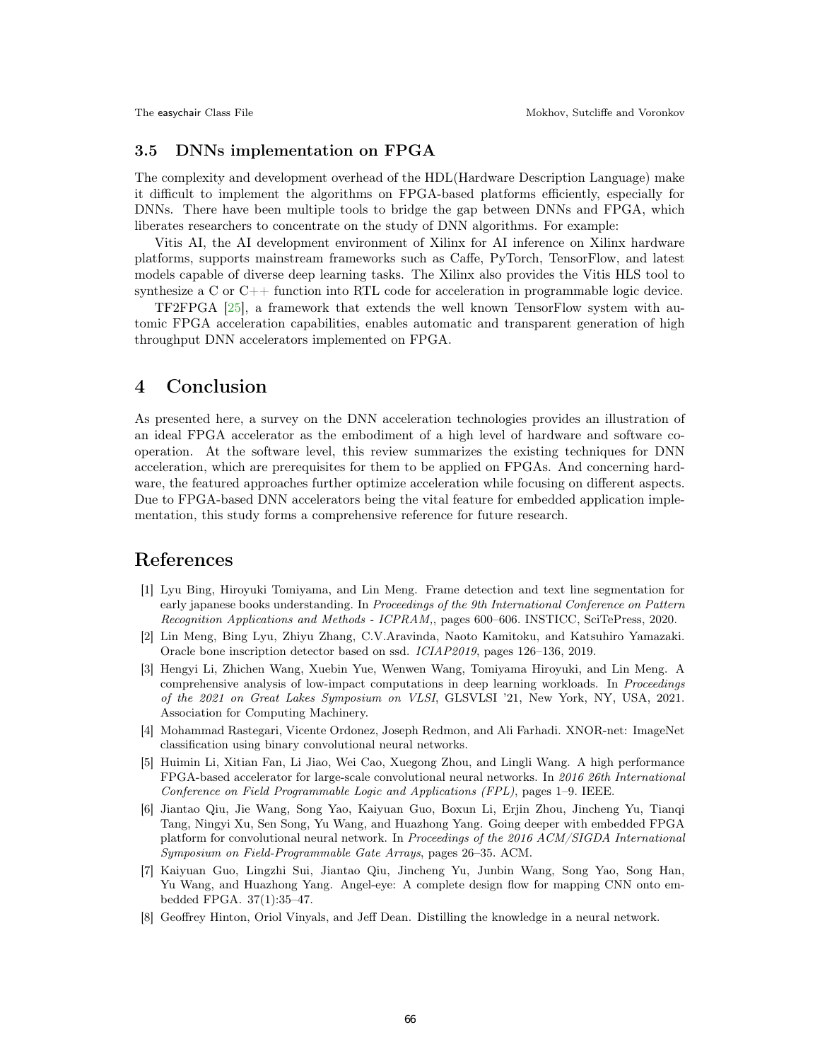### 3.5 DNNs implementation on FPGA

The complexity and development overhead of the HDL(Hardware Description Language) make it difficult to implement the algorithms on FPGA-based platforms efficiently, especially for DNNs. There have been multiple tools to bridge the gap between DNNs and FPGA, which liberates researchers to concentrate on the study of DNN algorithms. For example:

Vitis AI, the AI development environment of Xilinx for AI inference on Xilinx hardware platforms, supports mainstream frameworks such as Caffe, PyTorch, TensorFlow, and latest models capable of diverse deep learning tasks. The Xilinx also provides the Vitis HLS tool to synthesize a C or C++ function into RTL code for acceleration in programmable logic device.

TF2FPGA [25], a framework that extends the well known TensorFlow system with automic FPGA acceleration capabilities, enables automatic and transparent generation of high throughput DNN accelerators implemented on FPGA.

## 4 Conclusion

As presented here, a survey on the DNN acceleration technologies provides an illustration of an ideal FPGA accelerator as the embodiment of a high level of hardware and software cooperation. At the software level, this review summarizes the existing techniques for DNN acceleration, which are prerequisites for them to be applied on FPGAs. And concerning hardware, the featured approaches further optimize acceleration while focusing on different aspects. Due to FPGA-based DNN accelerators being the vital feature for embedded application implementation, this study forms a comprehensive reference for future research.

## References

[1] Lyu Bing, Hiroyuki Tomiyama, and Lin Meng. Frame detection and text line segmentation for early japanese books understanding. In *Proceedings of the 9th International Conference on Pattern Recognition Applications and Methods - ICPRAM,*, pages 600–606. INSTICC, SciTePress, 2020.

[2] Lin Meng, Bing Lyu, Zhiyu Zhang, C.V.Aravinda, Naoto Kamitoku, and Katsuhiro Yamazaki. Oracle bone inscription detector based on ssd. *ICIAP2019*, pages 126–136, 2019.

[3] Hengyi Li, Zhichen Wang, Xuebin Yue, Wenwen Wang, Tomiyama Hiroyuki, and Lin Meng. A comprehensive analysis of low-impact computations in deep learning workloads. In *Proceedings of the 2021 on Great Lakes Symposium on VLSI*, GLSVLSI '21, New York, NY, USA, 2021. Association for Computing Machinery.

[4] Mohammad Rastegari, Vicente Ordonez, Joseph Redmon, and Ali Farhadi. XNOR-net: ImageNet classification using binary convolutional neural networks.

[5] Huimin Li, Xitian Fan, Li Jiao, Wei Cao, Xuegong Zhou, and Lingli Wang. A high performance FPGA-based accelerator for large-scale convolutional neural networks. In *2016 26th International Conference on Field Programmable Logic and Applications (FPL)*, pages 1–9. IEEE.

[6] Jiantao Qiu, Jie Wang, Song Yao, Kaiyuan Guo, Boxun Li, Erjin Zhou, Jincheng Yu, Tianqi Tang, Ningyi Xu, Sen Song, Yu Wang, and Huazhong Yang. Going deeper with embedded FPGA platform for convolutional neural network. In *Proceedings of the 2016 ACM/SIGDA International Symposium on Field-Programmable Gate Arrays*, pages 26–35. ACM.

[7] Kaiyuan Guo, Lingzhi Sui, Jiantao Qiu, Jincheng Yu, Junbin Wang, Song Yao, Song Han, Yu Wang, and Huazhong Yang. Angel-eye: A complete design flow for mapping CNN onto embedded FPGA. 37(1):35–47.

[8] Geoffrey Hinton, Oriol Vinyals, and Jeff Dean. Distilling the knowledge in a neural network.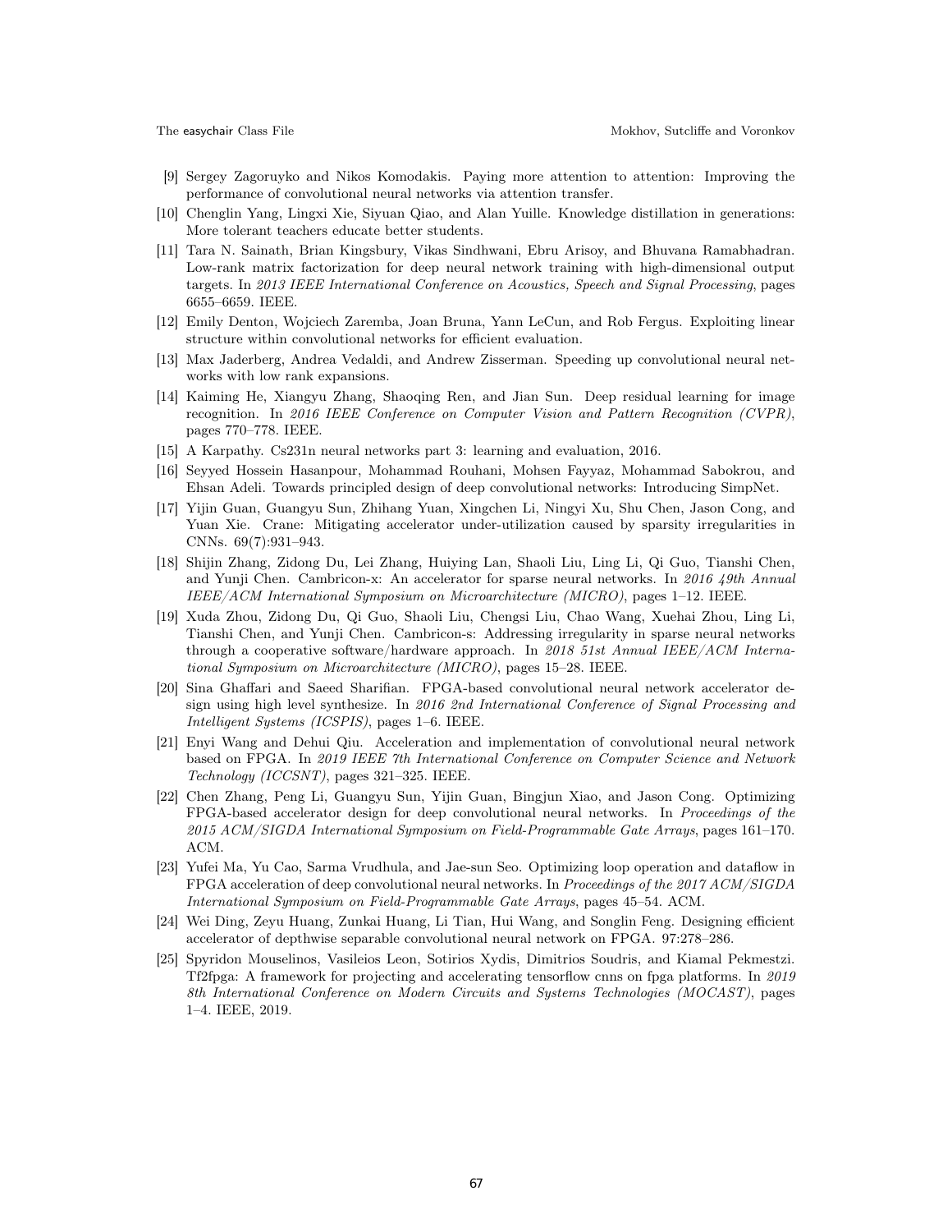[9] Sergey Zagoruyko and Nikos Komodakis. Paying more attention to attention: Improving the performance of convolutional neural networks via attention transfer.

[10] Chenglin Yang, Lingxi Xie, Siyuan Qiao, and Alan Yuille. Knowledge distillation in generations: More tolerant teachers educate better students.

[11] Tara N. Sainath, Brian Kingsbury, Vikas Sindhwani, Ebru Arisoy, and Bhuvana Ramabhadran. Low-rank matrix factorization for deep neural network training with high-dimensional output targets. In *2013 IEEE International Conference on Acoustics, Speech and Signal Processing*, pages 6655–6659. IEEE.

[12] Emily Denton, Wojciech Zaremba, Joan Bruna, Yann LeCun, and Rob Fergus. Exploiting linear structure within convolutional networks for efficient evaluation.

[13] Max Jaderberg, Andrea Vedaldi, and Andrew Zisserman. Speeding up convolutional neural networks with low rank expansions.

[14] Kaiming He, Xiangyu Zhang, Shaoqing Ren, and Jian Sun. Deep residual learning for image recognition. In *2016 IEEE Conference on Computer Vision and Pattern Recognition (CVPR)*, pages 770–778. IEEE.

[15] A Karpathy. Cs231n neural networks part 3: learning and evaluation, 2016.

[16] Seyyed Hossein Hasanpour, Mohammad Rouhani, Mohsen Fayyaz, Mohammad Sabokrou, and Ehsan Adeli. Towards principled design of deep convolutional networks: Introducing SimpNet.

[17] Yijin Guan, Guangyu Sun, Zhihang Yuan, Xingchen Li, Ningyi Xu, Shu Chen, Jason Cong, and Yuan Xie. Crane: Mitigating accelerator under-utilization caused by sparsity irregularities in CNNs. 69(7):931–943.

[18] Shijin Zhang, Zidong Du, Lei Zhang, Huiying Lan, Shaoli Liu, Ling Li, Qi Guo, Tianshi Chen, and Yunji Chen. Cambricon-x: An accelerator for sparse neural networks. In *2016 49th Annual IEEE/ACM International Symposium on Microarchitecture (MICRO)*, pages 1–12. IEEE.

[19] Xuda Zhou, Zidong Du, Qi Guo, Shaoli Liu, Chengsi Liu, Chao Wang, Xuehai Zhou, Ling Li, Tianshi Chen, and Yunji Chen. Cambricon-s: Addressing irregularity in sparse neural networks through a cooperative software/hardware approach. In *2018 51st Annual IEEE/ACM International Symposium on Microarchitecture (MICRO)*, pages 15–28. IEEE.

[20] Sina Ghaffari and Saeed Sharifian. FPGA-based convolutional neural network accelerator design using high level synthesize. In *2016 2nd International Conference of Signal Processing and Intelligent Systems (ICSPIS)*, pages 1–6. IEEE.

[21] Enyi Wang and Dehui Qiu. Acceleration and implementation of convolutional neural network based on FPGA. In *2019 IEEE 7th International Conference on Computer Science and Network Technology (ICCSNT)*, pages 321–325. IEEE.

[22] Chen Zhang, Peng Li, Guangyu Sun, Yijin Guan, Bingjun Xiao, and Jason Cong. Optimizing FPGA-based accelerator design for deep convolutional neural networks. In *Proceedings of the 2015 ACM/SIGDA International Symposium on Field-Programmable Gate Arrays*, pages 161–170. ACM.

[23] Yufei Ma, Yu Cao, Sarma Vrudhula, and Jae-sun Seo. Optimizing loop operation and dataflow in FPGA acceleration of deep convolutional neural networks. In *Proceedings of the 2017 ACM/SIGDA International Symposium on Field-Programmable Gate Arrays*, pages 45–54. ACM.

[24] Wei Ding, Zeyu Huang, Zunkai Huang, Li Tian, Hui Wang, and Songlin Feng. Designing efficient accelerator of depthwise separable convolutional neural network on FPGA. 97:278–286.

[25] Spyridon Mouselinos, Vasileios Leon, Sotirios Xydis, Dimitrios Soudris, and Kiamal Pekmestzi. Tf2fpga: A framework for projecting and accelerating tensorflow cnns on fpga platforms. In *2019 8th International Conference on Modern Circuits and Systems Technologies (MOCAST)*, pages 1–4. IEEE, 2019.